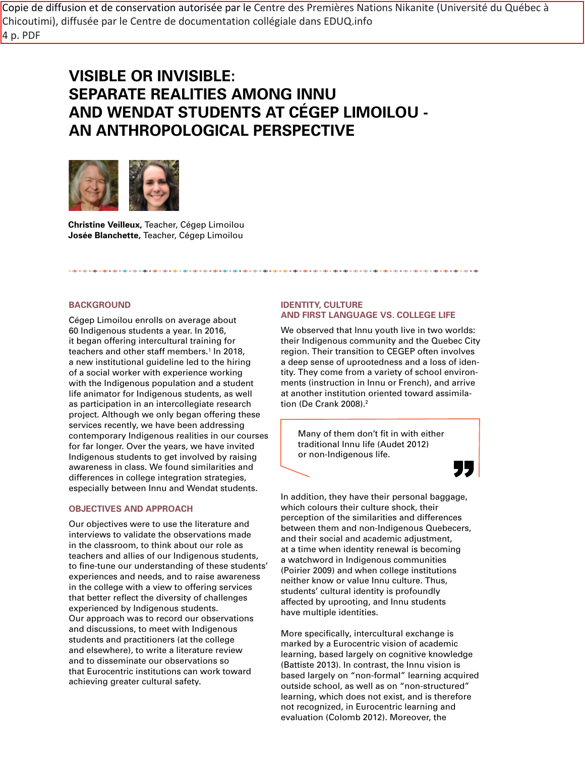Copie de diffusion et de conservation autorisée par le Centre des Premières Nations Nikanite (Université du Québec à Chicoutimi), diffusée par le Centre de documentation collégiale dans EDUQ.info
4 p. PDF

# VISIBLE OR INVISIBLE: SEPARATE REALITIES AMONG INNU AND WENDAT STUDENTS AT CÉGEP LIMOILOU - AN ANTHROPOLOGICAL PERSPECTIVE

**Christine Veilleux,** Teacher, Cégep Limoilou
**Josée Blanchette,** Teacher, Cégep Limoilou

## BACKGROUND

Cégep Limoilou enrolls on average about 60 Indigenous students a year. In 2016, it began offering intercultural training for teachers and other staff members.[1] In 2018, a new institutional guideline led to the hiring of a social worker with experience working with the Indigenous population and a student life animator for Indigenous students, as well as participation in an intercollegiate research project. Although we only began offering these services recently, we have been addressing contemporary Indigenous realities in our courses for far longer. Over the years, we have invited Indigenous students to get involved by raising awareness in class. We found similarities and differences in college integration strategies, especially between Innu and Wendat students.

## OBJECTIVES AND APPROACH

Our objectives were to use the literature and interviews to validate the observations made in the classroom, to think about our role as teachers and allies of our Indigenous students, to fine-tune our understanding of these students' experiences and needs, and to raise awareness in the college with a view to offering services that better reflect the diversity of challenges experienced by Indigenous students.
Our approach was to record our observations and discussions, to meet with Indigenous students and practitioners (at the college and elsewhere), to write a literature review and to disseminate our observations so that Eurocentric institutions can work toward achieving greater cultural safety.

## IDENTITY, CULTURE AND FIRST LANGUAGE VS. COLLEGE LIFE

We observed that Innu youth live in two worlds: their Indigenous community and the Quebec City region. Their transition to CEGEP often involves a deep sense of uprootedness and a loss of identity. They come from a variety of school environments (instruction in Innu or French), and arrive at another institution oriented toward assimilation (De Crank 2008).[2]

> Many of them don't fit in with either traditional Innu life (Audet 2012) or non-Indigenous life.

In addition, they have their personal baggage, which colours their culture shock, their perception of the similarities and differences between them and non-Indigenous Quebecers, and their social and academic adjustment, at a time when identity renewal is becoming a watchword in Indigenous communities (Poirier 2009) and when college institutions neither know or value Innu culture. Thus, students' cultural identity is profoundly affected by uprooting, and Innu students have multiple identities.

More specifically, intercultural exchange is marked by a Eurocentric vision of academic learning, based largely on cognitive knowledge (Battiste 2013). In contrast, the Innu vision is based largely on "non-formal" learning acquired outside school, as well as on "non-structured" learning, which does not exist, and is therefore not recognized, in Eurocentric learning and evaluation (Colomb 2012). Moreover, the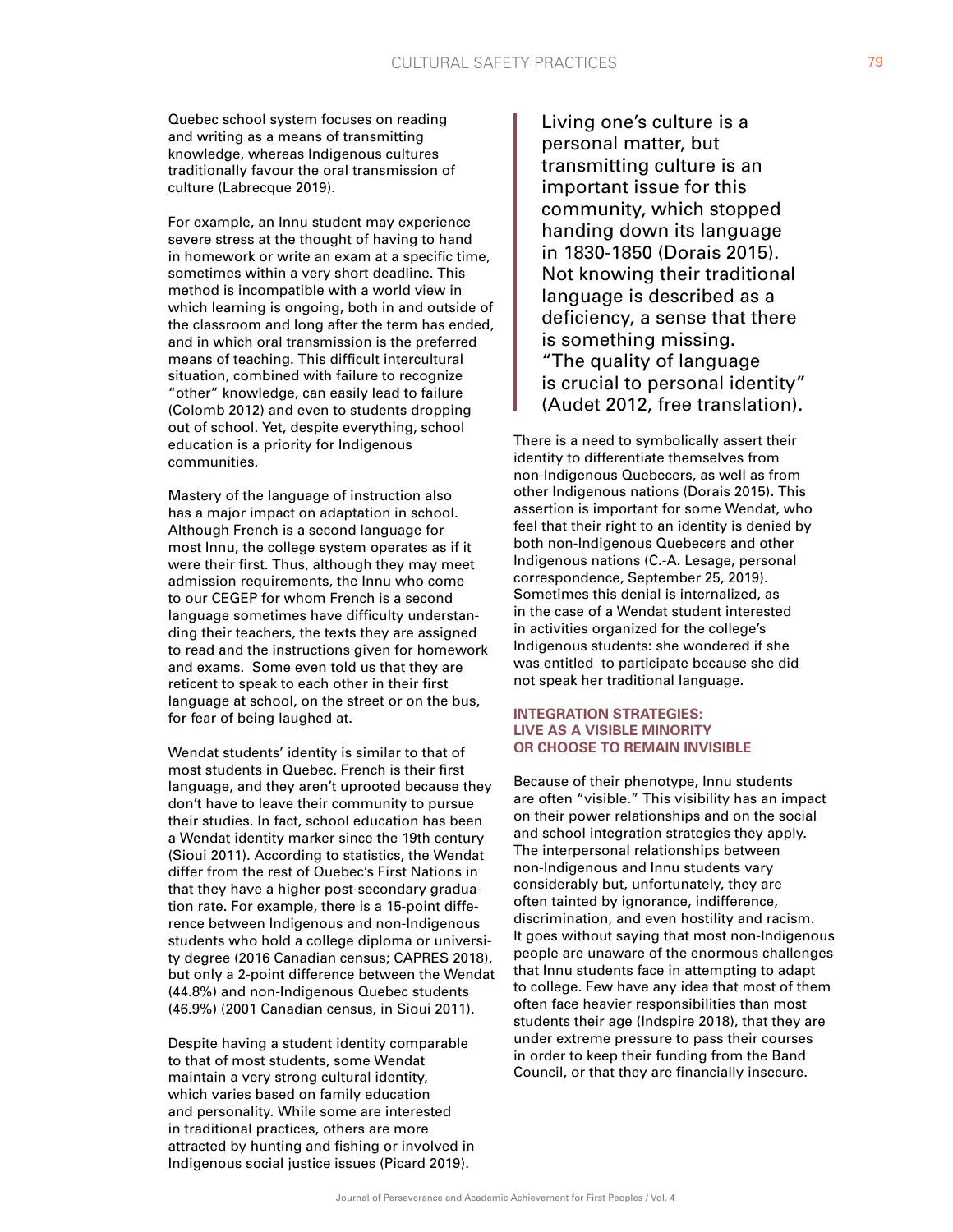Quebec school system focuses on reading and writing as a means of transmitting knowledge, whereas Indigenous cultures traditionally favour the oral transmission of culture (Labrecque 2019).

For example, an Innu student may experience severe stress at the thought of having to hand in homework or write an exam at a specific time, sometimes within a very short deadline. This method is incompatible with a world view in which learning is ongoing, both in and outside of the classroom and long after the term has ended, and in which oral transmission is the preferred means of teaching. This difficult intercultural situation, combined with failure to recognize "other" knowledge, can easily lead to failure (Colomb 2012) and even to students dropping out of school. Yet, despite everything, school education is a priority for Indigenous communities.

Mastery of the language of instruction also has a major impact on adaptation in school. Although French is a second language for most Innu, the college system operates as if it were their first. Thus, although they may meet admission requirements, the Innu who come to our CEGEP for whom French is a second language sometimes have difficulty understanding their teachers, the texts they are assigned to read and the instructions given for homework and exams. Some even told us that they are reticent to speak to each other in their first language at school, on the street or on the bus, for fear of being laughed at.

Wendat students' identity is similar to that of most students in Quebec. French is their first language, and they aren't uprooted because they don't have to leave their community to pursue their studies. In fact, school education has been a Wendat identity marker since the 19th century (Sioui 2011). According to statistics, the Wendat differ from the rest of Quebec's First Nations in that they have a higher post-secondary graduation rate. For example, there is a 15-point difference between Indigenous and non-Indigenous students who hold a college diploma or university degree (2016 Canadian census; CAPRES 2018), but only a 2-point difference between the Wendat (44.8%) and non-Indigenous Quebec students (46.9%) (2001 Canadian census, in Sioui 2011).

Despite having a student identity comparable to that of most students, some Wendat maintain a very strong cultural identity, which varies based on family education and personality. While some are interested in traditional practices, others are more attracted by hunting and fishing or involved in Indigenous social justice issues (Picard 2019).

> Living one's culture is a personal matter, but transmitting culture is an important issue for this community, which stopped handing down its language in 1830-1850 (Dorais 2015). Not knowing their traditional language is described as a deficiency, a sense that there is something missing. "The quality of language is crucial to personal identity" (Audet 2012, free translation).

There is a need to symbolically assert their identity to differentiate themselves from non-Indigenous Quebecers, as well as from other Indigenous nations (Dorais 2015). This assertion is important for some Wendat, who feel that their right to an identity is denied by both non-Indigenous Quebecers and other Indigenous nations (C.-A. Lesage, personal correspondence, September 25, 2019). Sometimes this denial is internalized, as in the case of a Wendat student interested in activities organized for the college's Indigenous students: she wondered if she was entitled to participate because she did not speak her traditional language.

### INTEGRATION STRATEGIES: LIVE AS A VISIBLE MINORITY OR CHOOSE TO REMAIN INVISIBLE

Because of their phenotype, Innu students are often "visible." This visibility has an impact on their power relationships and on the social and school integration strategies they apply. The interpersonal relationships between non-Indigenous and Innu students vary considerably but, unfortunately, they are often tainted by ignorance, indifference, discrimination, and even hostility and racism. It goes without saying that most non-Indigenous people are unaware of the enormous challenges that Innu students face in attempting to adapt to college. Few have any idea that most of them often face heavier responsibilities than most students their age (Indspire 2018), that they are under extreme pressure to pass their courses in order to keep their funding from the Band Council, or that they are financially insecure.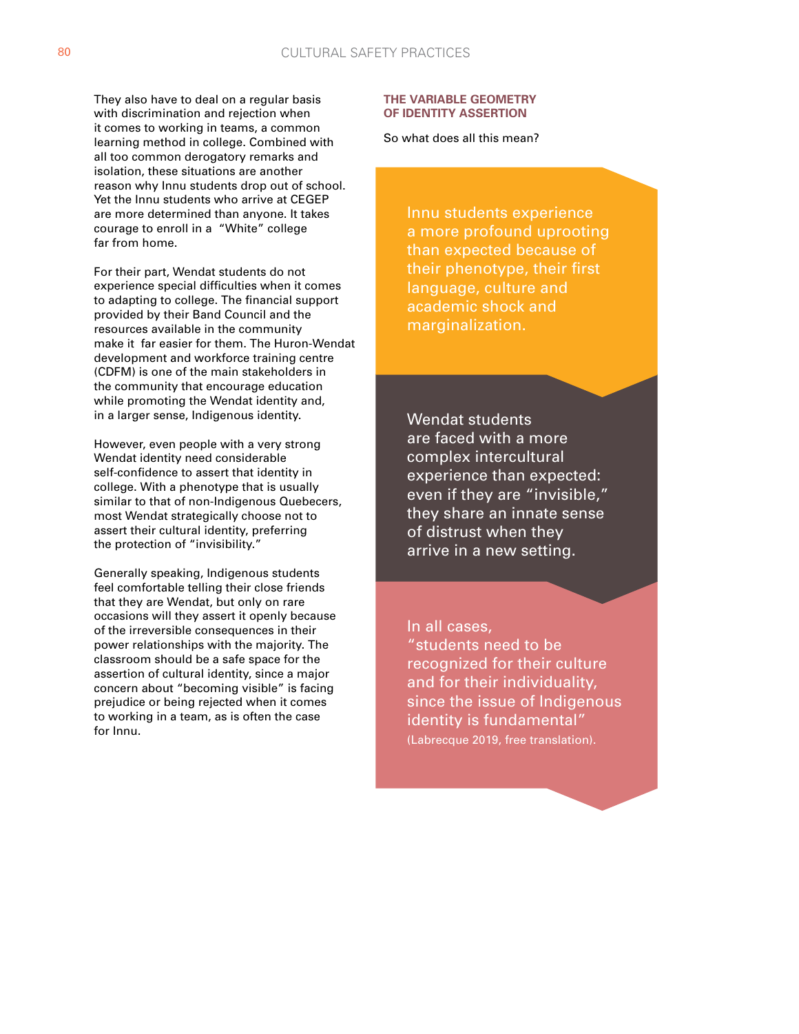They also have to deal on a regular basis with discrimination and rejection when it comes to working in teams, a common learning method in college. Combined with all too common derogatory remarks and isolation, these situations are another reason why Innu students drop out of school. Yet the Innu students who arrive at CEGEP are more determined than anyone. It takes courage to enroll in a "White" college far from home.

For their part, Wendat students do not experience special difficulties when it comes to adapting to college. The financial support provided by their Band Council and the resources available in the community make it far easier for them. The Huron-Wendat development and workforce training centre (CDFM) is one of the main stakeholders in the community that encourage education while promoting the Wendat identity and, in a larger sense, Indigenous identity.

However, even people with a very strong Wendat identity need considerable self-confidence to assert that identity in college. With a phenotype that is usually similar to that of non-Indigenous Quebecers, most Wendat strategically choose not to assert their cultural identity, preferring the protection of "invisibility."

Generally speaking, Indigenous students feel comfortable telling their close friends that they are Wendat, but only on rare occasions will they assert it openly because of the irreversible consequences in their power relationships with the majority. The classroom should be a safe space for the assertion of cultural identity, since a major concern about "becoming visible" is facing prejudice or being rejected when it comes to working in a team, as is often the case for Innu.

## THE VARIABLE GEOMETRY OF IDENTITY ASSERTION

So what does all this mean?

Innu students experience a more profound uprooting than expected because of their phenotype, their first language, culture and academic shock and marginalization.

Wendat students are faced with a more complex intercultural experience than expected: even if they are "invisible," they share an innate sense of distrust when they arrive in a new setting.

In all cases, "students need to be recognized for their culture and for their individuality, since the issue of Indigenous identity is fundamental" (Labrecque 2019, free translation).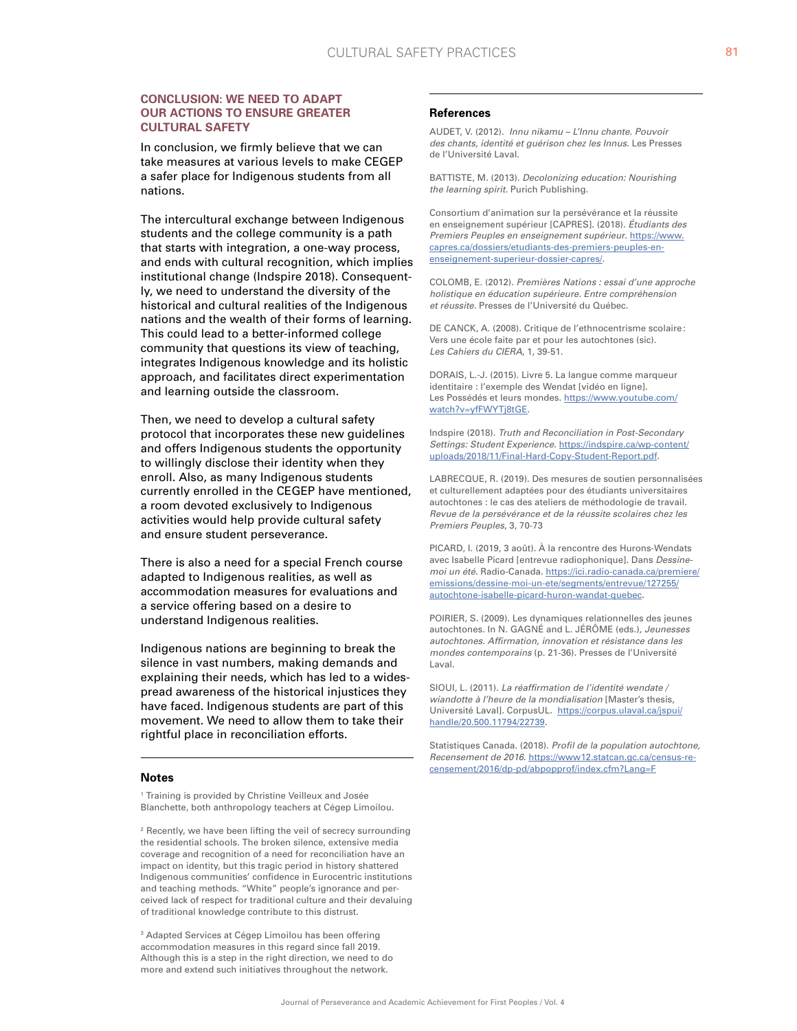## CONCLUSION: WE NEED TO ADAPT OUR ACTIONS TO ENSURE GREATER CULTURAL SAFETY

In conclusion, we firmly believe that we can take measures at various levels to make CEGEP a safer place for Indigenous students from all nations.

The intercultural exchange between Indigenous students and the college community is a path that starts with integration, a one-way process, and ends with cultural recognition, which implies institutional change (Indspire 2018). Consequently, we need to understand the diversity of the historical and cultural realities of the Indigenous nations and the wealth of their forms of learning. This could lead to a better-informed college community that questions its view of teaching, integrates Indigenous knowledge and its holistic approach, and facilitates direct experimentation and learning outside the classroom.

Then, we need to develop a cultural safety protocol that incorporates these new guidelines and offers Indigenous students the opportunity to willingly disclose their identity when they enroll. Also, as many Indigenous students currently enrolled in the CEGEP have mentioned, a room devoted exclusively to Indigenous activities would help provide cultural safety and ensure student perseverance.

There is also a need for a special French course adapted to Indigenous realities, as well as accommodation measures for evaluations and a service offering based on a desire to understand Indigenous realities.

Indigenous nations are beginning to break the silence in vast numbers, making demands and explaining their needs, which has led to a widespread awareness of the historical injustices they have faced. Indigenous students are part of this movement. We need to allow them to take their rightful place in reconciliation efforts.

### Notes

[1] Training is provided by Christine Veilleux and Josée Blanchette, both anthropology teachers at Cégep Limoilou.

[2] Recently, we have been lifting the veil of secrecy surrounding the residential schools. The broken silence, extensive media coverage and recognition of a need for reconciliation have an impact on identity, but this tragic period in history shattered Indigenous communities' confidence in Eurocentric institutions and teaching methods. "White" people's ignorance and perceived lack of respect for traditional culture and their devaluing of traditional knowledge contribute to this distrust.

[3] Adapted Services at Cégep Limoilou has been offering accommodation measures in this regard since fall 2019. Although this is a step in the right direction, we need to do more and extend such initiatives throughout the network.

### References

AUDET, V. (2012). *Innu nikamu – L'Innu chante. Pouvoir des chants, identité et guérison chez les Innus.* Les Presses de l'Université Laval.

BATTISTE, M. (2013). *Decolonizing education: Nourishing the learning spirit.* Purich Publishing.

Consortium d'animation sur la persévérance et la réussite en enseignement supérieur [CAPRES]. (2018). *Étudiants des Premiers Peuples en enseignement supérieur.* https://www.capres.ca/dossiers/etudiants-des-premiers-peuples-en-enseignement-superieur-dossier-capres/.

COLOMB, E. (2012). *Premières Nations : essai d'une approche holistique en éducation supérieure. Entre compréhension et réussite.* Presses de l'Université du Québec.

DE CANCK, A. (2008). Critique de l'ethnocentrisme scolaire : Vers une école faite par et pour les autochtones (sic). *Les Cahiers du CIERA,* 1, 39-51.

DORAIS, L.-J. (2015). Livre 5. La langue comme marqueur identitaire : l'exemple des Wendat [vidéo en ligne]. Les Possédés et leurs mondes. https://www.youtube.com/watch?v=yfFWYTj8tGE.

Indspire (2018). *Truth and Reconciliation in Post-Secondary Settings: Student Experience.* https://indspire.ca/wp-content/uploads/2018/11/Final-Hard-Copy-Student-Report.pdf.

LABRECQUE, R. (2019). Des mesures de soutien personnalisées et culturellement adaptées pour des étudiants universitaires autochtones : le cas des ateliers de méthodologie de travail. *Revue de la persévérance et de la réussite scolaires chez les Premiers Peuples*, 3, 70-73

PICARD, I. (2019, 3 août). À la rencontre des Hurons-Wendats avec Isabelle Picard [entrevue radiophonique]. Dans *Dessine-moi un été*. Radio-Canada. https://ici.radio-canada.ca/premiere/emissions/dessine-moi-un-ete/segments/entrevue/127255/autochtone-isabelle-picard-huron-wandat-quebec.

POIRIER, S. (2009). Les dynamiques relationnelles des jeunes autochtones. In N. GAGNÉ and L. JÉRÔME (eds.), *Jeunesses autochtones. Affirmation, innovation et résistance dans les mondes contemporains* (p. 21-36). Presses de l'Université Laval.

SIOUI, L. (2011). *La réaffirmation de l'identité wendate / wiandotte à l'heure de la mondialisation* [Master's thesis, Université Laval]. CorpusUL. https://corpus.ulaval.ca/jspui/handle/20.500.11794/22739.

Statistiques Canada. (2018). *Profil de la population autochtone, Recensement de 2016.* https://www12.statcan.gc.ca/census-recensement/2016/dp-pd/abpopprof/index.cfm?Lang=F